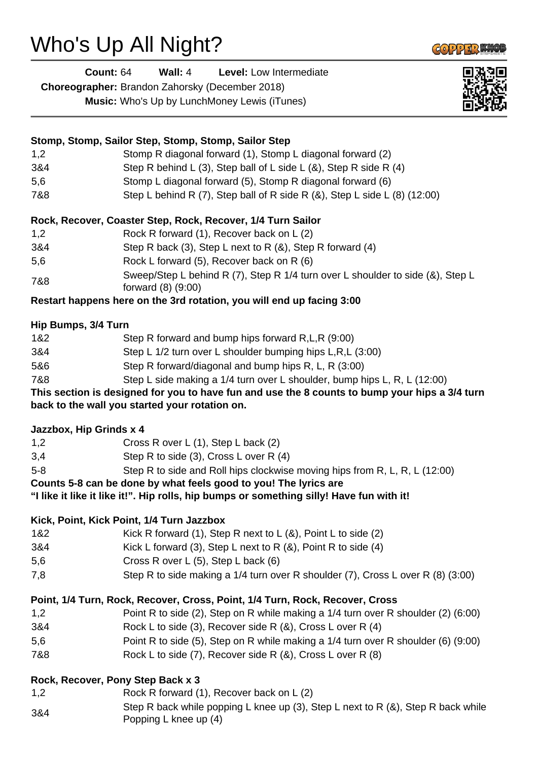# Who's Up All Night?

**Count:** 64 **Wall:** 4 **Level:** Low Intermediate

**Choreographer:** Brandon Zahorsky (December 2018)

**Music:** Who's Up by LunchMoney Lewis (iTunes)

---

**Stomp, Stomp, Sailor Step, Stomp, Stomp, Sailor Step**

| | |
|---|---|
| 1,2 | Stomp R diagonal forward (1), Stomp L diagonal forward (2) |
| 3&4 | Step R behind L (3), Step ball of L side L (&), Step R side R (4) |
| 5,6 | Stomp L diagonal forward (5), Stomp R diagonal forward (6) |
| 7&8 | Step L behind R (7), Step ball of R side R (&), Step L side L (8) (12:00) |

**Rock, Recover, Coaster Step, Rock, Recover, 1/4 Turn Sailor**

| | |
|---|---|
| 1,2 | Rock R forward (1), Recover back on L (2) |
| 3&4 | Step R back (3), Step L next to R (&), Step R forward (4) |
| 5,6 | Rock L forward (5), Recover back on R (6) |
| 7&8 | Sweep/Step L behind R (7), Step R 1/4 turn over L shoulder to side (&), Step L forward (8) (9:00) |

**Restart happens here on the 3rd rotation, you will end up facing 3:00**

**Hip Bumps, 3/4 Turn**

| | |
|---|---|
| 1&2 | Step R forward and bump hips forward R,L,R (9:00) |
| 3&4 | Step L 1/2 turn over L shoulder bumping hips L,R,L (3:00) |
| 5&6 | Step R forward/diagonal and bump hips R, L, R (3:00) |
| 7&8 | Step L side making a 1/4 turn over L shoulder, bump hips L, R, L (12:00) |

**This section is designed for you to have fun and use the 8 counts to bump your hips a 3/4 turn back to the wall you started your rotation on.**

**Jazzbox, Hip Grinds x 4**

| | |
|---|---|
| 1,2 | Cross R over L (1), Step L back (2) |
| 3,4 | Step R to side (3), Cross L over R (4) |
| 5-8 | Step R to side and Roll hips clockwise moving hips from R, L, R, L (12:00) |

**Counts 5-8 can be done by what feels good to you! The lyrics are**
**"I like it like it like it!". Hip rolls, hip bumps or something silly! Have fun with it!**

**Kick, Point, Kick Point, 1/4 Turn Jazzbox**

| | |
|---|---|
| 1&2 | Kick R forward (1), Step R next to L (&), Point L to side (2) |
| 3&4 | Kick L forward (3), Step L next to R (&), Point R to side (4) |
| 5,6 | Cross R over L (5), Step L back (6) |
| 7,8 | Step R to side making a 1/4 turn over R shoulder (7), Cross L over R (8) (3:00) |

**Point, 1/4 Turn, Rock, Recover, Cross, Point, 1/4 Turn, Rock, Recover, Cross**

| | |
|---|---|
| 1,2 | Point R to side (2), Step on R while making a 1/4 turn over R shoulder (2) (6:00) |
| 3&4 | Rock L to side (3), Recover side R (&), Cross L over R (4) |
| 5,6 | Point R to side (5), Step on R while making a 1/4 turn over R shoulder (6) (9:00) |
| 7&8 | Rock L to side (7), Recover side R (&), Cross L over R (8) |

**Rock, Recover, Pony Step Back x 3**

| | |
|---|---|
| 1,2 | Rock R forward (1), Recover back on L (2) |
| 3&4 | Step R back while popping L knee up (3), Step L next to R (&), Step R back while Popping L knee up (4) |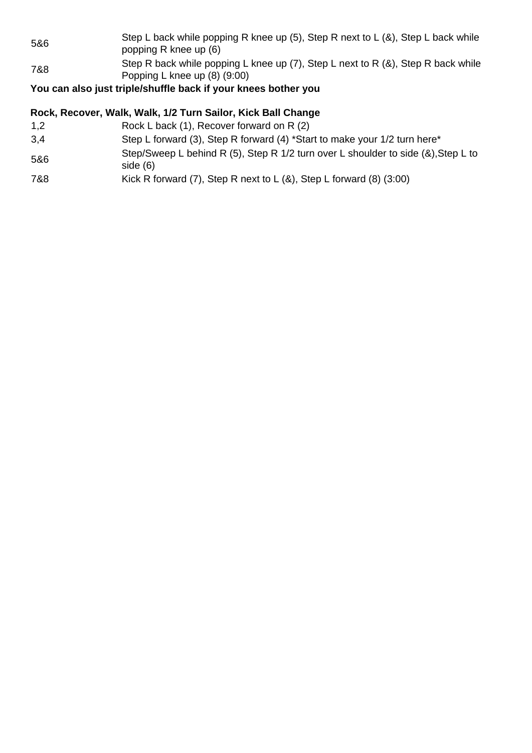| | |
|---|---|
| 5&6 | Step L back while popping R knee up (5), Step R next to L (&), Step L back while popping R knee up (6) |
| 7&8 | Step R back while popping L knee up (7), Step L next to R (&), Step R back while Popping L knee up (8) (9:00) |

**You can also just triple/shuffle back if your knees bother you**

**Rock, Recover, Walk, Walk, 1/2 Turn Sailor, Kick Ball Change**

| | |
|---|---|
| 1,2 | Rock L back (1), Recover forward on R (2) |
| 3,4 | Step L forward (3), Step R forward (4) *Start to make your 1/2 turn here* |
| 5&6 | Step/Sweep L behind R (5), Step R 1/2 turn over L shoulder to side (&),Step L to side (6) |
| 7&8 | Kick R forward (7), Step R next to L (&), Step L forward (8) (3:00) |